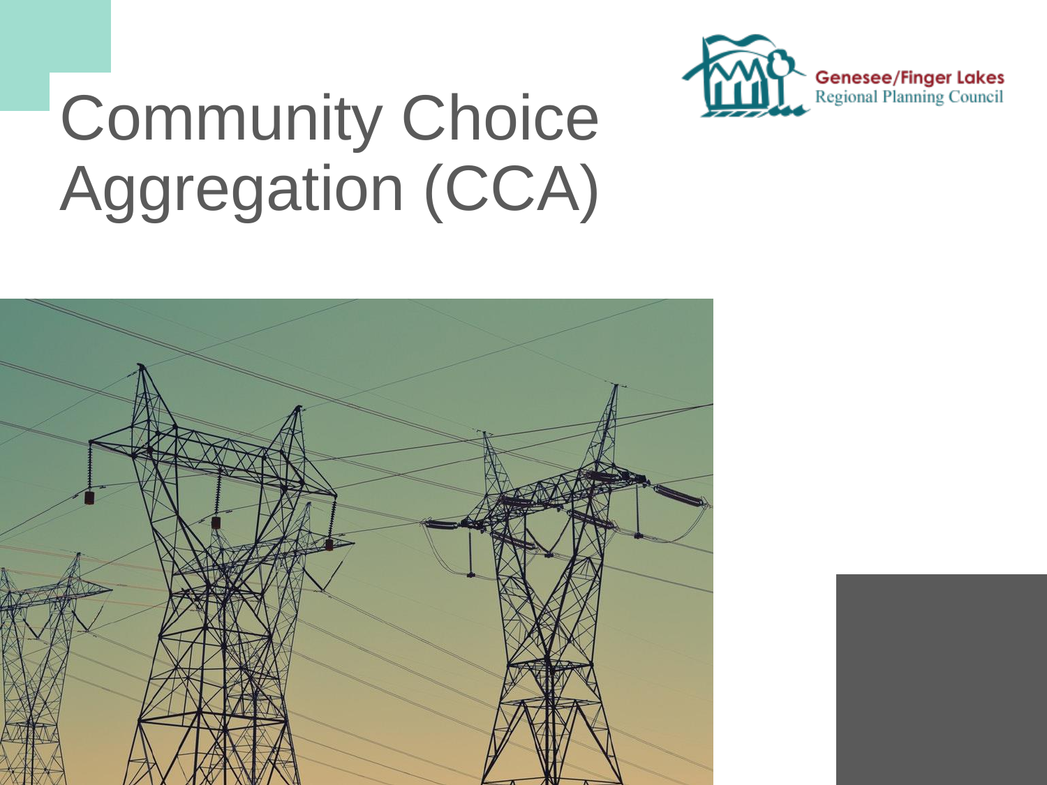# Community Choice Aggregation (CCA)

Genesee/Finger Lakes Regional Planning Council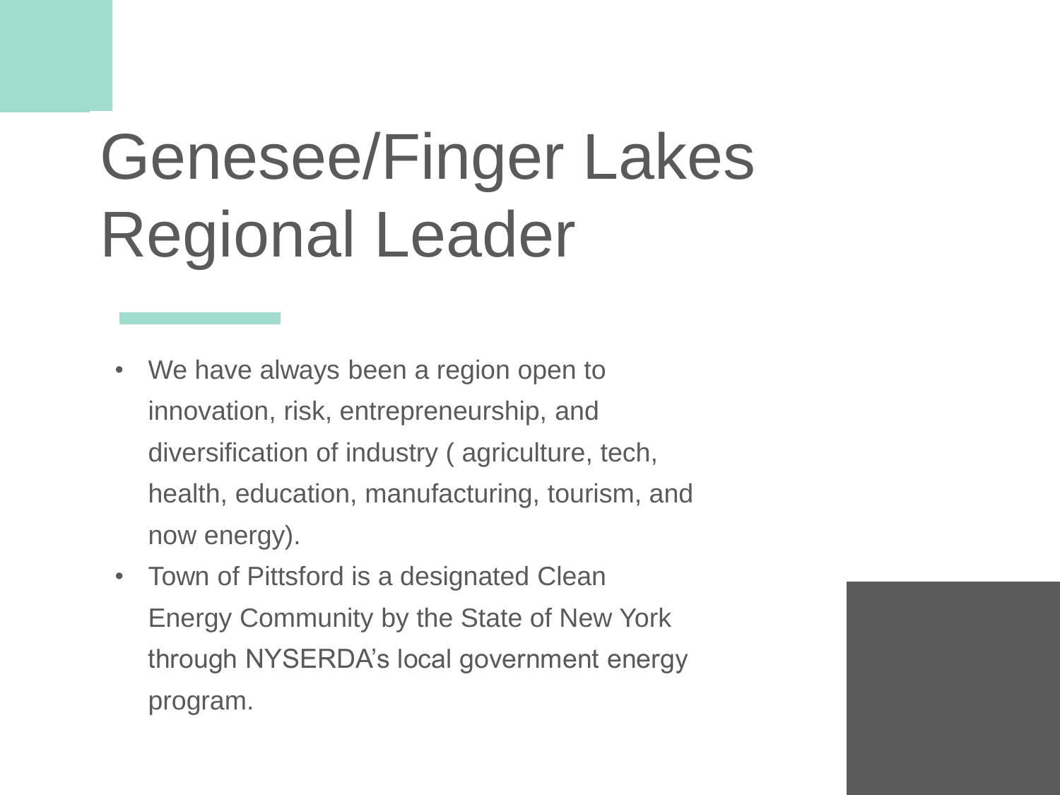# Genesee/Finger Lakes Regional Leader

- We have always been a region open to innovation, risk, entrepreneurship, and diversification of industry ( agriculture, tech, health, education, manufacturing, tourism, and now energy).
- Town of Pittsford is a designated Clean Energy Community by the State of New York through NYSERDA's local government energy program.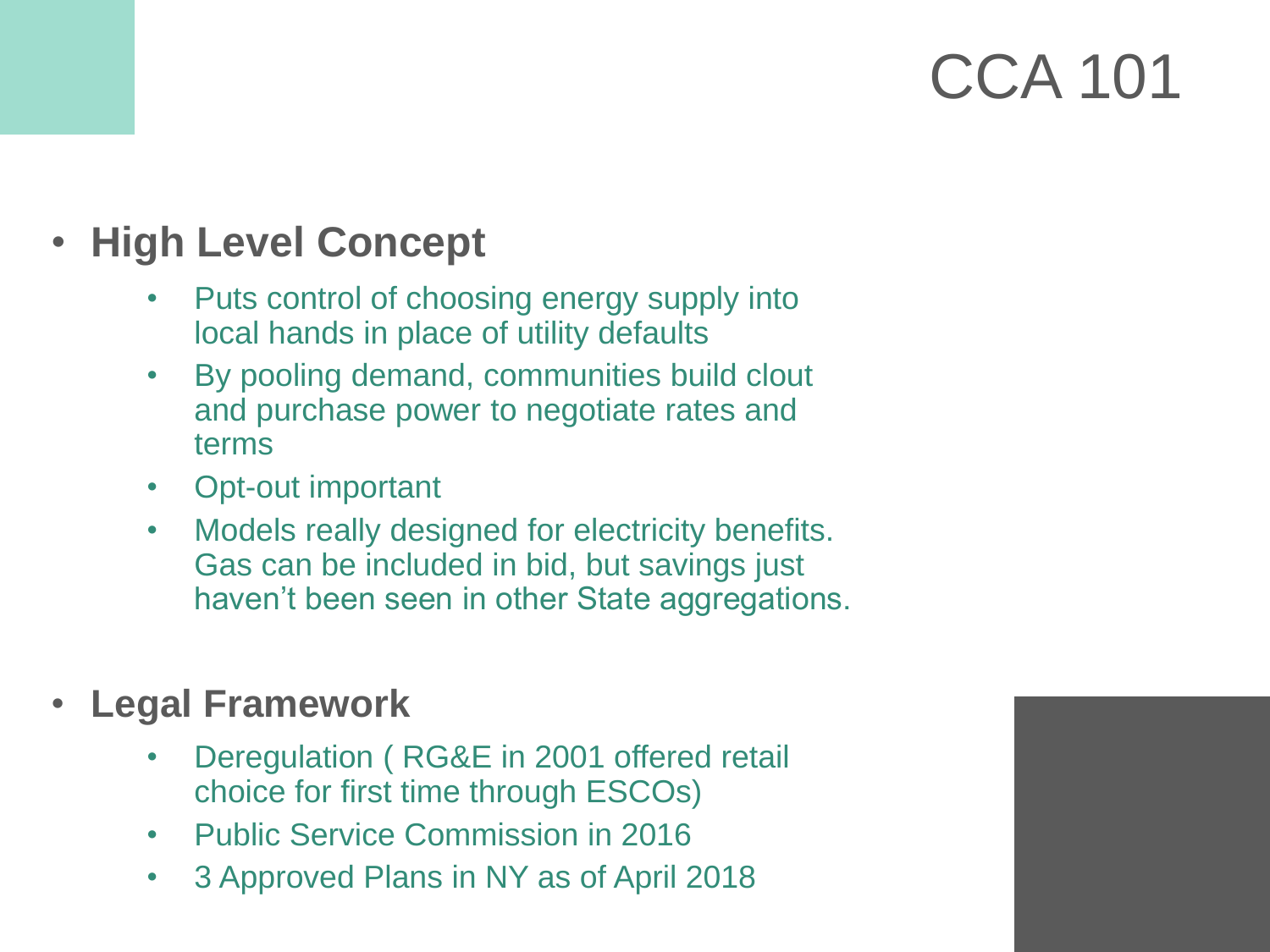# CCA 101

- **High Level Concept**
  - Puts control of choosing energy supply into local hands in place of utility defaults
  - By pooling demand, communities build clout and purchase power to negotiate rates and terms
  - Opt-out important
  - Models really designed for electricity benefits. Gas can be included in bid, but savings just haven't been seen in other State aggregations.

- **Legal Framework**
  - Deregulation ( RG&E in 2001 offered retail choice for first time through ESCOs)
  - Public Service Commission in 2016
  - 3 Approved Plans in NY as of April 2018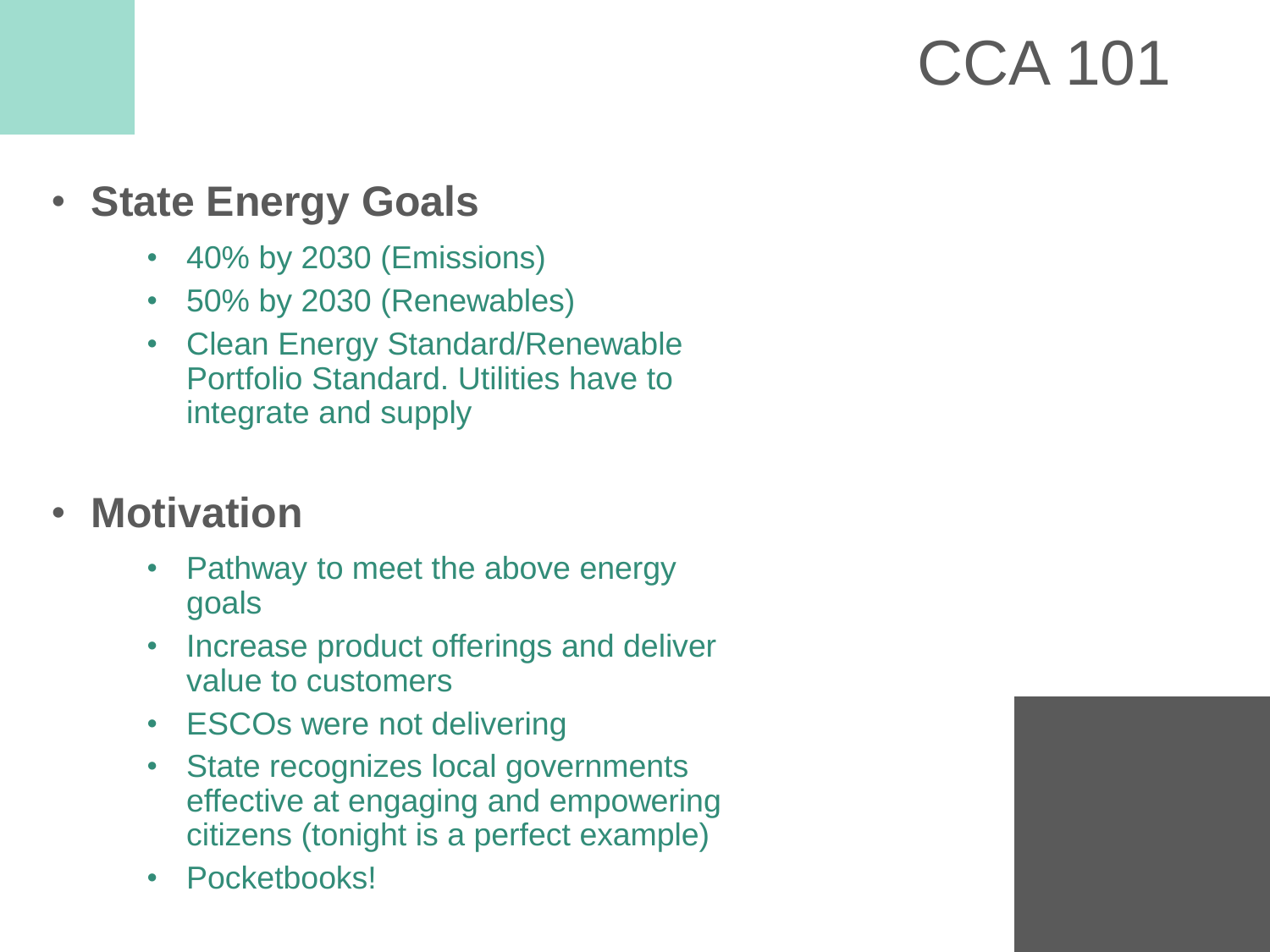# CCA 101

- **State Energy Goals**
  - 40% by 2030 (Emissions)
  - 50% by 2030 (Renewables)
  - Clean Energy Standard/Renewable Portfolio Standard. Utilities have to integrate and supply

- **Motivation**
  - Pathway to meet the above energy goals
  - Increase product offerings and deliver value to customers
  - ESCOs were not delivering
  - State recognizes local governments effective at engaging and empowering citizens (tonight is a perfect example)
  - Pocketbooks!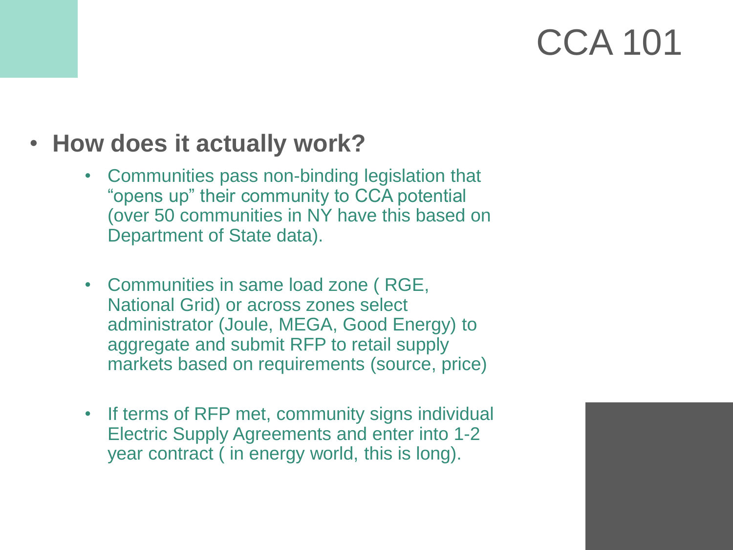# CCA 101

- **How does it actually work?**
  - Communities pass non-binding legislation that "opens up" their community to CCA potential (over 50 communities in NY have this based on Department of State data).
  - Communities in same load zone ( RGE, National Grid) or across zones select administrator (Joule, MEGA, Good Energy) to aggregate and submit RFP to retail supply markets based on requirements (source, price)
  - If terms of RFP met, community signs individual Electric Supply Agreements and enter into 1-2 year contract ( in energy world, this is long).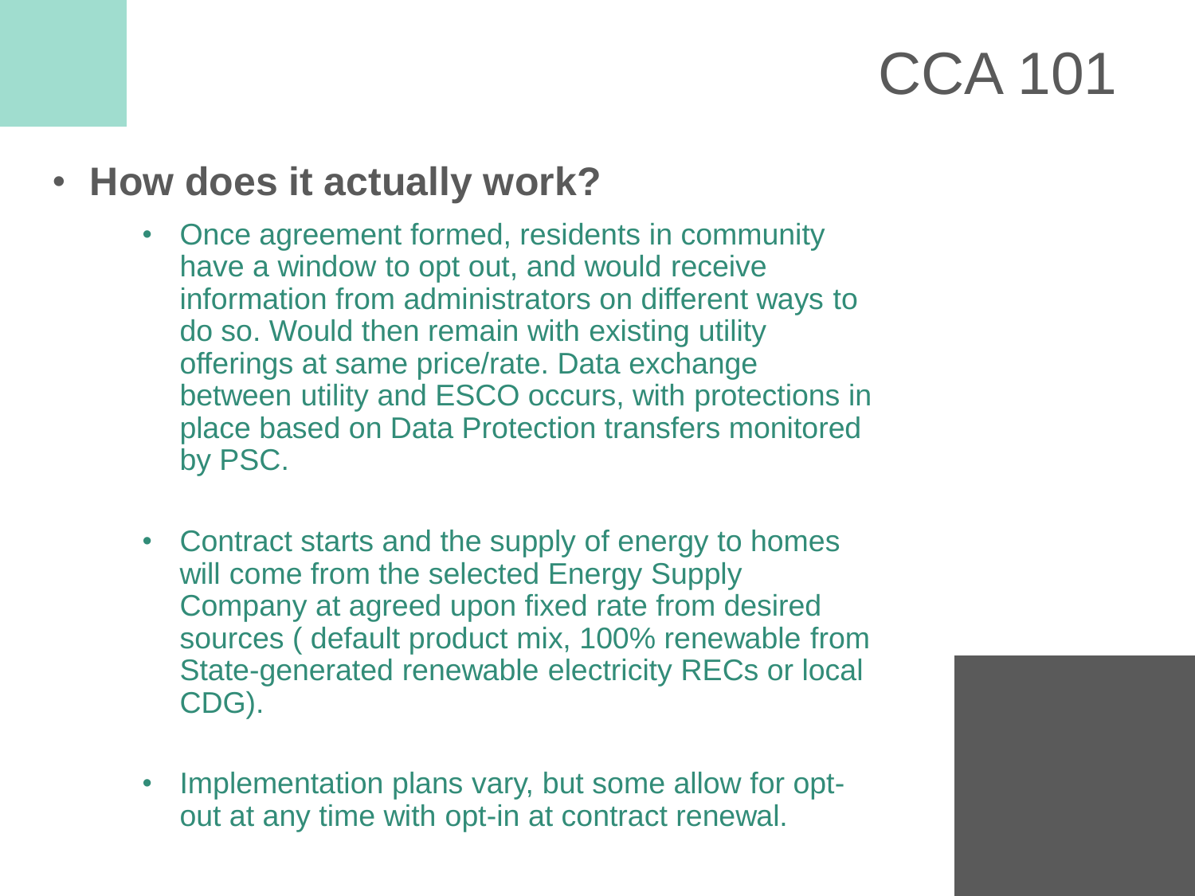# CCA 101

- **How does it actually work?**
  - Once agreement formed, residents in community have a window to opt out, and would receive information from administrators on different ways to do so. Would then remain with existing utility offerings at same price/rate. Data exchange between utility and ESCO occurs, with protections in place based on Data Protection transfers monitored by PSC.
  - Contract starts and the supply of energy to homes will come from the selected Energy Supply Company at agreed upon fixed rate from desired sources ( default product mix, 100% renewable from State-generated renewable electricity RECs or local CDG).
  - Implementation plans vary, but some allow for opt-out at any time with opt-in at contract renewal.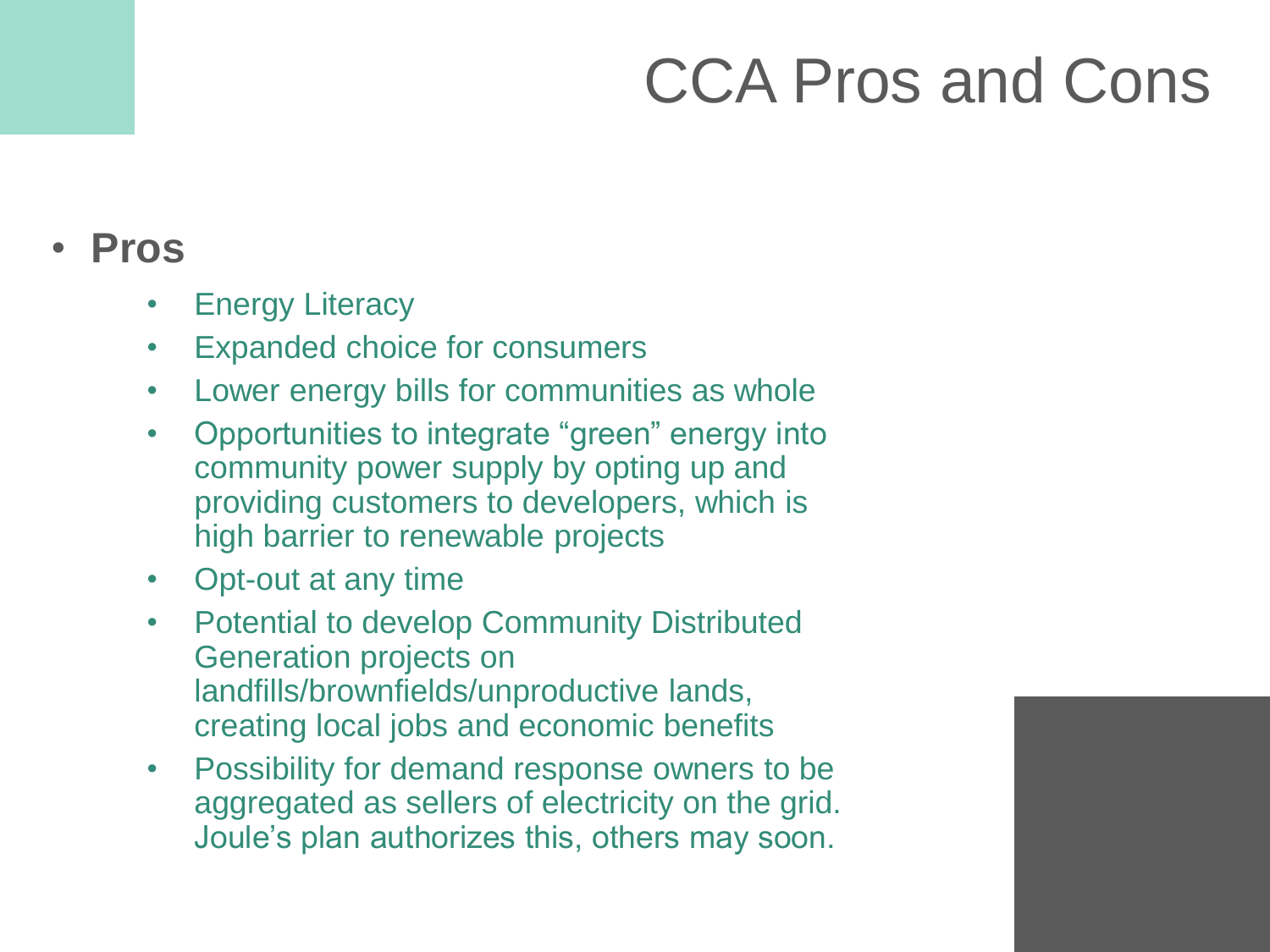# CCA Pros and Cons

- **Pros**
  - Energy Literacy
  - Expanded choice for consumers
  - Lower energy bills for communities as whole
  - Opportunities to integrate "green" energy into community power supply by opting up and providing customers to developers, which is high barrier to renewable projects
  - Opt-out at any time
  - Potential to develop Community Distributed Generation projects on landfills/brownfields/unproductive lands, creating local jobs and economic benefits
  - Possibility for demand response owners to be aggregated as sellers of electricity on the grid. Joule's plan authorizes this, others may soon.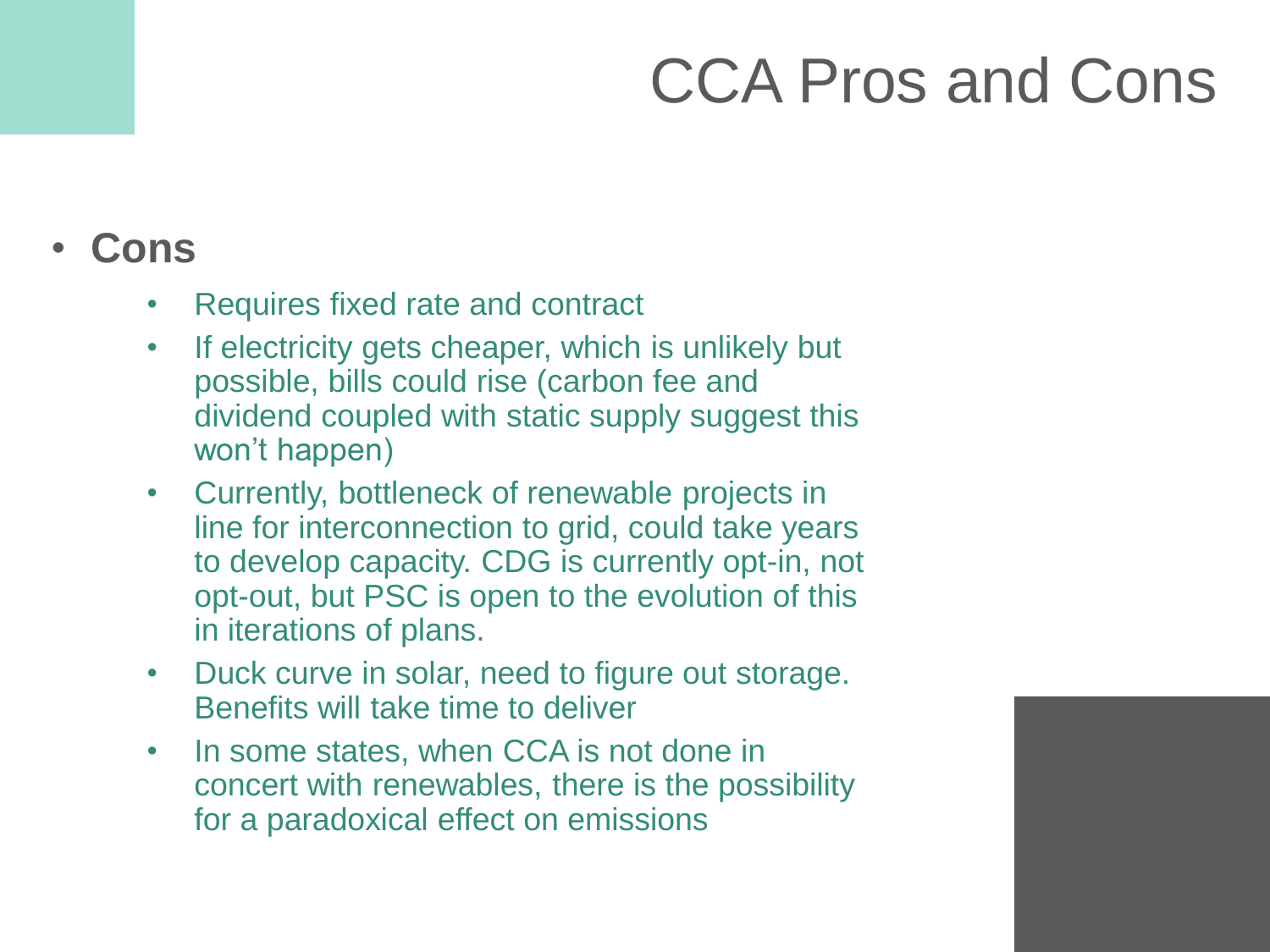# CCA Pros and Cons

- **Cons**
  - Requires fixed rate and contract
  - If electricity gets cheaper, which is unlikely but possible, bills could rise (carbon fee and dividend coupled with static supply suggest this won't happen)
  - Currently, bottleneck of renewable projects in line for interconnection to grid, could take years to develop capacity. CDG is currently opt-in, not opt-out, but PSC is open to the evolution of this in iterations of plans.
  - Duck curve in solar, need to figure out storage. Benefits will take time to deliver
  - In some states, when CCA is not done in concert with renewables, there is the possibility for a paradoxical effect on emissions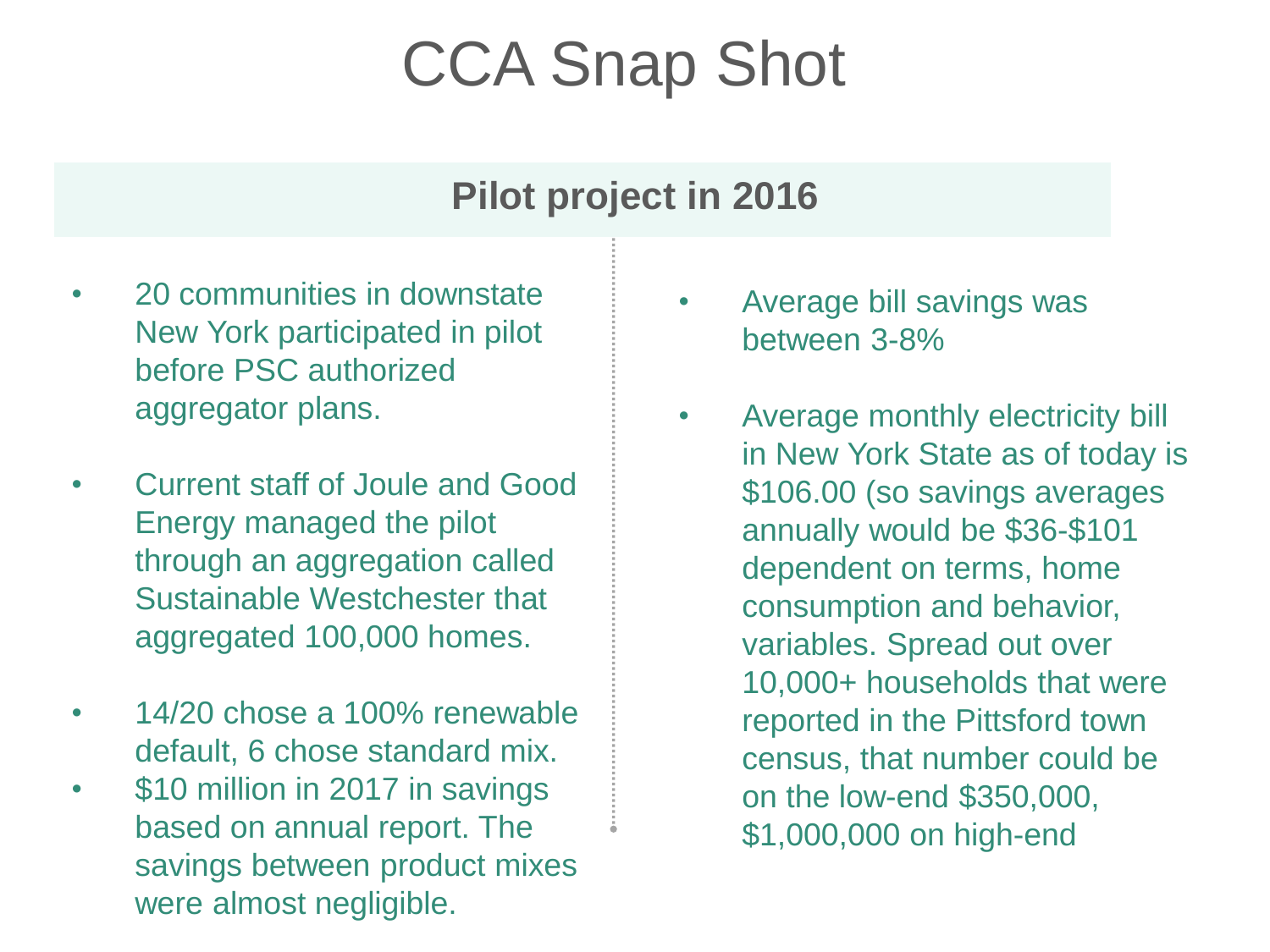# CCA Snap Shot

## Pilot project in 2016

- 20 communities in downstate New York participated in pilot before PSC authorized aggregator plans.

- Current staff of Joule and Good Energy managed the pilot through an aggregation called Sustainable Westchester that aggregated 100,000 homes.

- 14/20 chose a 100% renewable default, 6 chose standard mix.
- $10 million in 2017 in savings based on annual report. The savings between product mixes were almost negligible.

- Average bill savings was between 3-8%

- Average monthly electricity bill in New York State as of today is $106.00 (so savings averages annually would be $36-$101 dependent on terms, home consumption and behavior, variables. Spread out over 10,000+ households that were reported in the Pittsford town census, that number could be on the low-end $350,000, $1,000,000 on high-end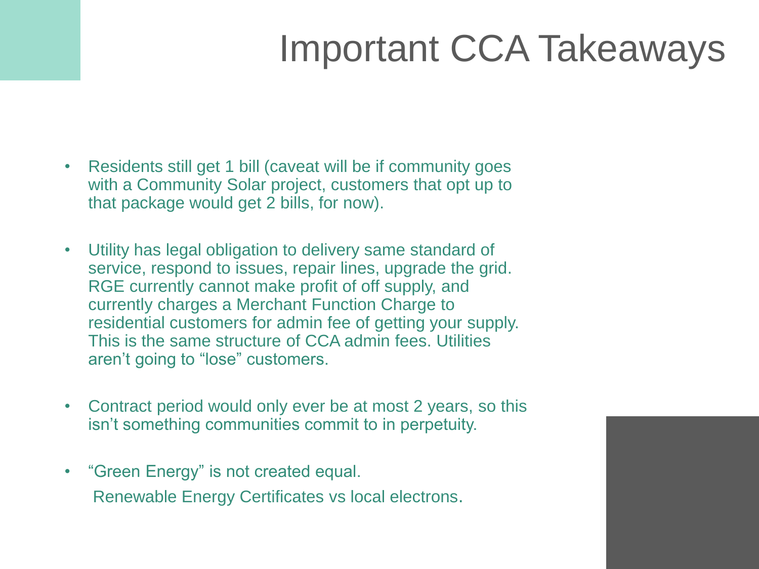# Important CCA Takeaways

- Residents still get 1 bill (caveat will be if community goes with a Community Solar project, customers that opt up to that package would get 2 bills, for now).

- Utility has legal obligation to delivery same standard of service, respond to issues, repair lines, upgrade the grid. RGE currently cannot make profit of off supply, and currently charges a Merchant Function Charge to residential customers for admin fee of getting your supply. This is the same structure of CCA admin fees. Utilities aren't going to "lose" customers.

- Contract period would only ever be at most 2 years, so this isn't something communities commit to in perpetuity.

- "Green Energy" is not created equal.

  Renewable Energy Certificates vs local electrons.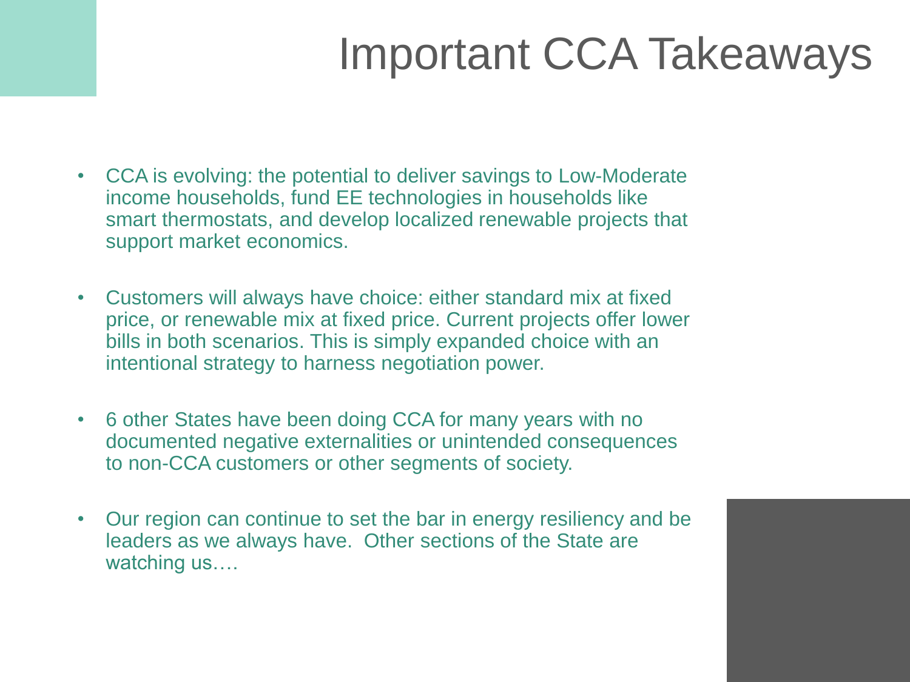# Important CCA Takeaways

- CCA is evolving: the potential to deliver savings to Low-Moderate income households, fund EE technologies in households like smart thermostats, and develop localized renewable projects that support market economics.
- Customers will always have choice: either standard mix at fixed price, or renewable mix at fixed price. Current projects offer lower bills in both scenarios. This is simply expanded choice with an intentional strategy to harness negotiation power.
- 6 other States have been doing CCA for many years with no documented negative externalities or unintended consequences to non-CCA customers or other segments of society.
- Our region can continue to set the bar in energy resiliency and be leaders as we always have. Other sections of the State are watching us….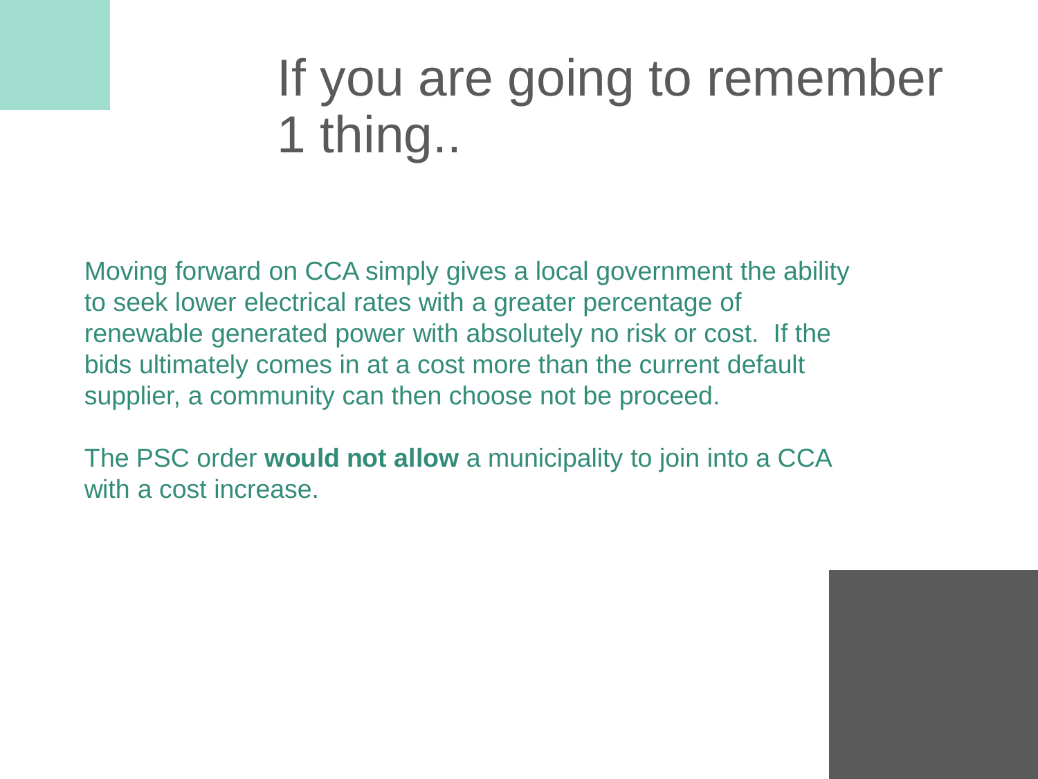# If you are going to remember 1 thing..

Moving forward on CCA simply gives a local government the ability to seek lower electrical rates with a greater percentage of renewable generated power with absolutely no risk or cost. If the bids ultimately comes in at a cost more than the current default supplier, a community can then choose not be proceed.

The PSC order **would not allow** a municipality to join into a CCA with a cost increase.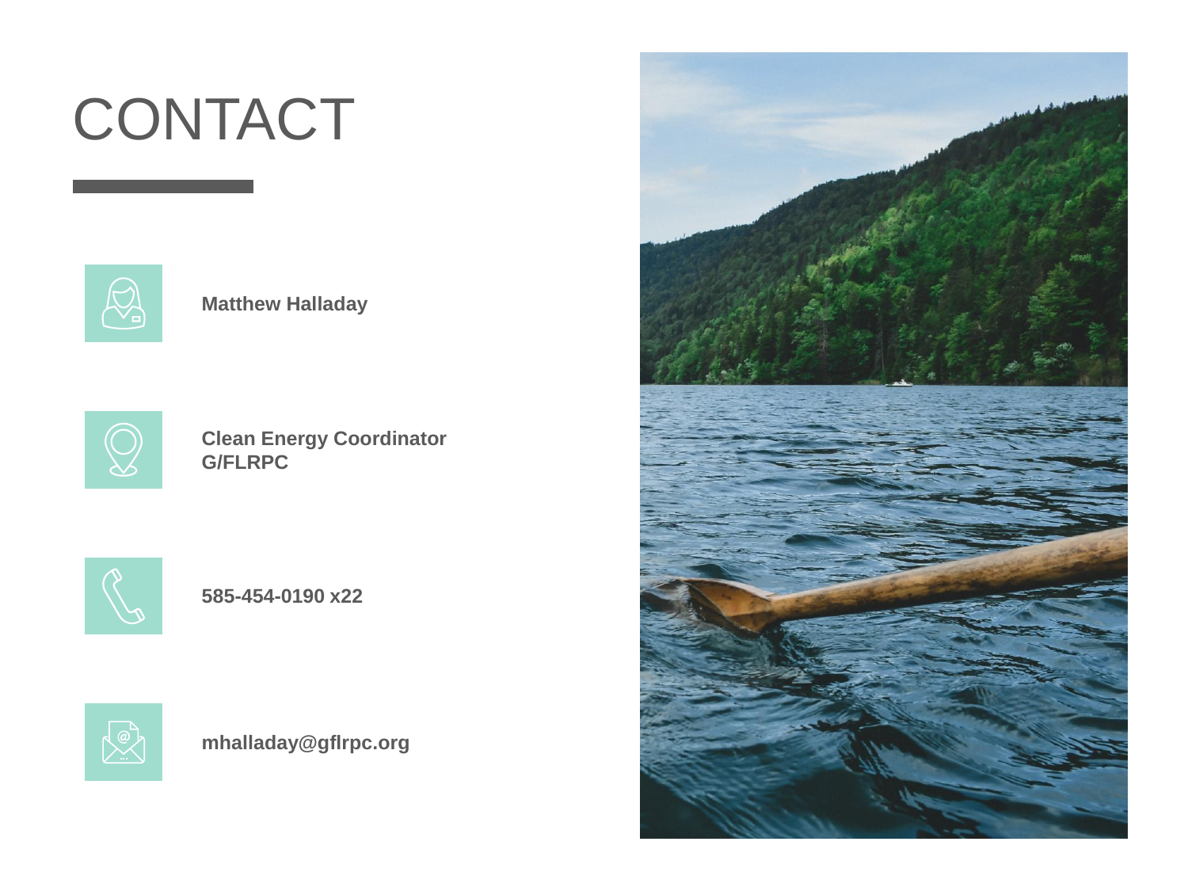# CONTACT

**Matthew Halladay**

**Clean Energy Coordinator**
**G/FLRPC**

**585-454-0190 x22**

**mhalladay@gflrpc.org**